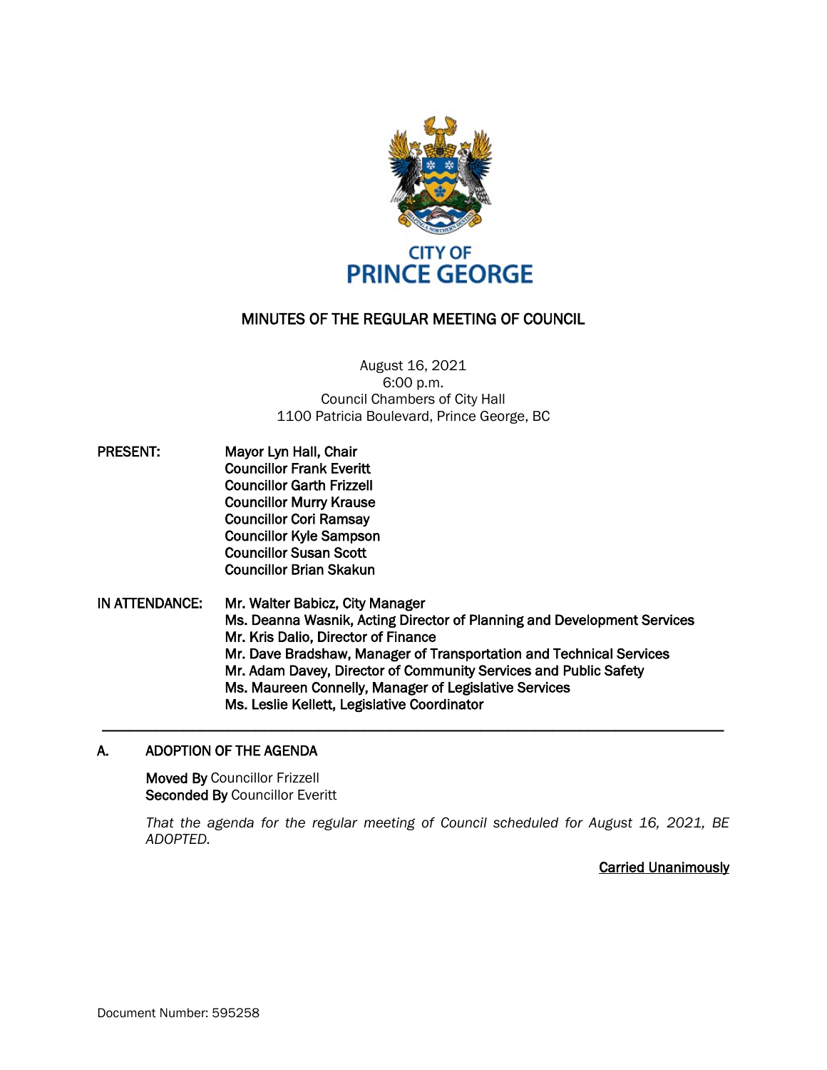CITY OF
PRINCE GEORGE

# MINUTES OF THE REGULAR MEETING OF COUNCIL

August 16, 2021
6:00 p.m.
Council Chambers of City Hall
1100 Patricia Boulevard, Prince George, BC

**PRESENT:**
**Mayor Lyn Hall, Chair**
**Councillor Frank Everitt**
**Councillor Garth Frizzell**
**Councillor Murry Krause**
**Councillor Cori Ramsay**
**Councillor Kyle Sampson**
**Councillor Susan Scott**
**Councillor Brian Skakun**

**IN ATTENDANCE:**
**Mr. Walter Babicz, City Manager**
**Ms. Deanna Wasnik, Acting Director of Planning and Development Services**
**Mr. Kris Dalio, Director of Finance**
**Mr. Dave Bradshaw, Manager of Transportation and Technical Services**
**Mr. Adam Davey, Director of Community Services and Public Safety**
**Ms. Maureen Connelly, Manager of Legislative Services**
**Ms. Leslie Kellett, Legislative Coordinator**

---

## A. ADOPTION OF THE AGENDA

**Moved By** Councillor Frizzell
**Seconded By** Councillor Everitt

*That the agenda for the regular meeting of Council scheduled for August 16, 2021, BE ADOPTED.*

**Carried Unanimously**

Document Number: 595258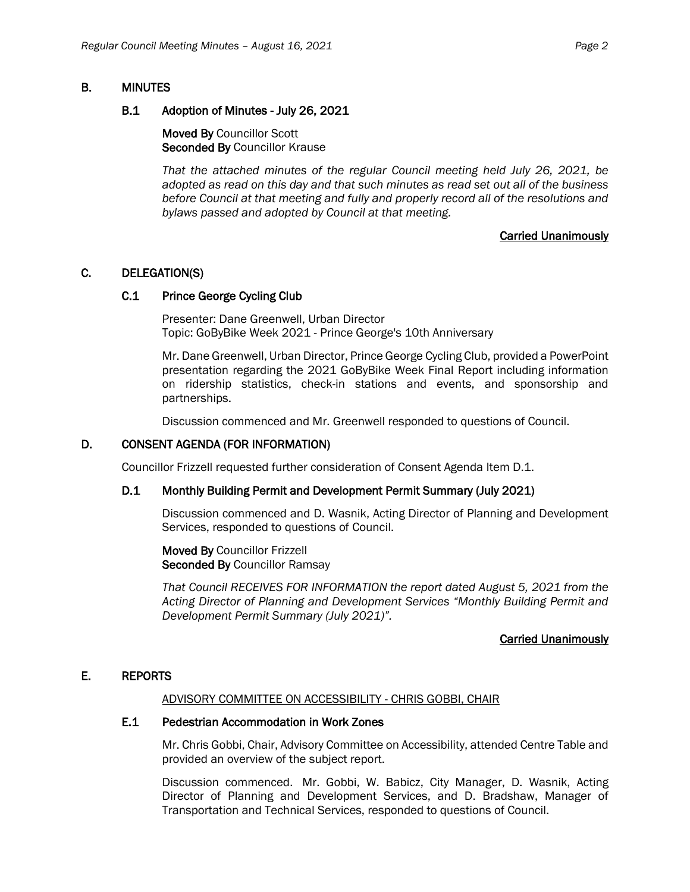## B. MINUTES

### B.1 Adoption of Minutes - July 26, 2021

**Moved By** Councillor Scott
**Seconded By** Councillor Krause

*That the attached minutes of the regular Council meeting held July 26, 2021, be adopted as read on this day and that such minutes as read set out all of the business before Council at that meeting and fully and properly record all of the resolutions and bylaws passed and adopted by Council at that meeting.*

**Carried Unanimously**

## C. DELEGATION(S)

### C.1 Prince George Cycling Club

Presenter: Dane Greenwell, Urban Director
Topic: GoByBike Week 2021 - Prince George's 10th Anniversary

Mr. Dane Greenwell, Urban Director, Prince George Cycling Club, provided a PowerPoint presentation regarding the 2021 GoByBike Week Final Report including information on ridership statistics, check-in stations and events, and sponsorship and partnerships.

Discussion commenced and Mr. Greenwell responded to questions of Council.

## D. CONSENT AGENDA (FOR INFORMATION)

Councillor Frizzell requested further consideration of Consent Agenda Item D.1.

### D.1 Monthly Building Permit and Development Permit Summary (July 2021)

Discussion commenced and D. Wasnik, Acting Director of Planning and Development Services, responded to questions of Council.

**Moved By** Councillor Frizzell
**Seconded By** Councillor Ramsay

*That Council RECEIVES FOR INFORMATION the report dated August 5, 2021 from the Acting Director of Planning and Development Services "Monthly Building Permit and Development Permit Summary (July 2021)".*

**Carried Unanimously**

## E. REPORTS

ADVISORY COMMITTEE ON ACCESSIBILITY - CHRIS GOBBI, CHAIR

### E.1 Pedestrian Accommodation in Work Zones

Mr. Chris Gobbi, Chair, Advisory Committee on Accessibility, attended Centre Table and provided an overview of the subject report.

Discussion commenced. Mr. Gobbi, W. Babicz, City Manager, D. Wasnik, Acting Director of Planning and Development Services, and D. Bradshaw, Manager of Transportation and Technical Services, responded to questions of Council.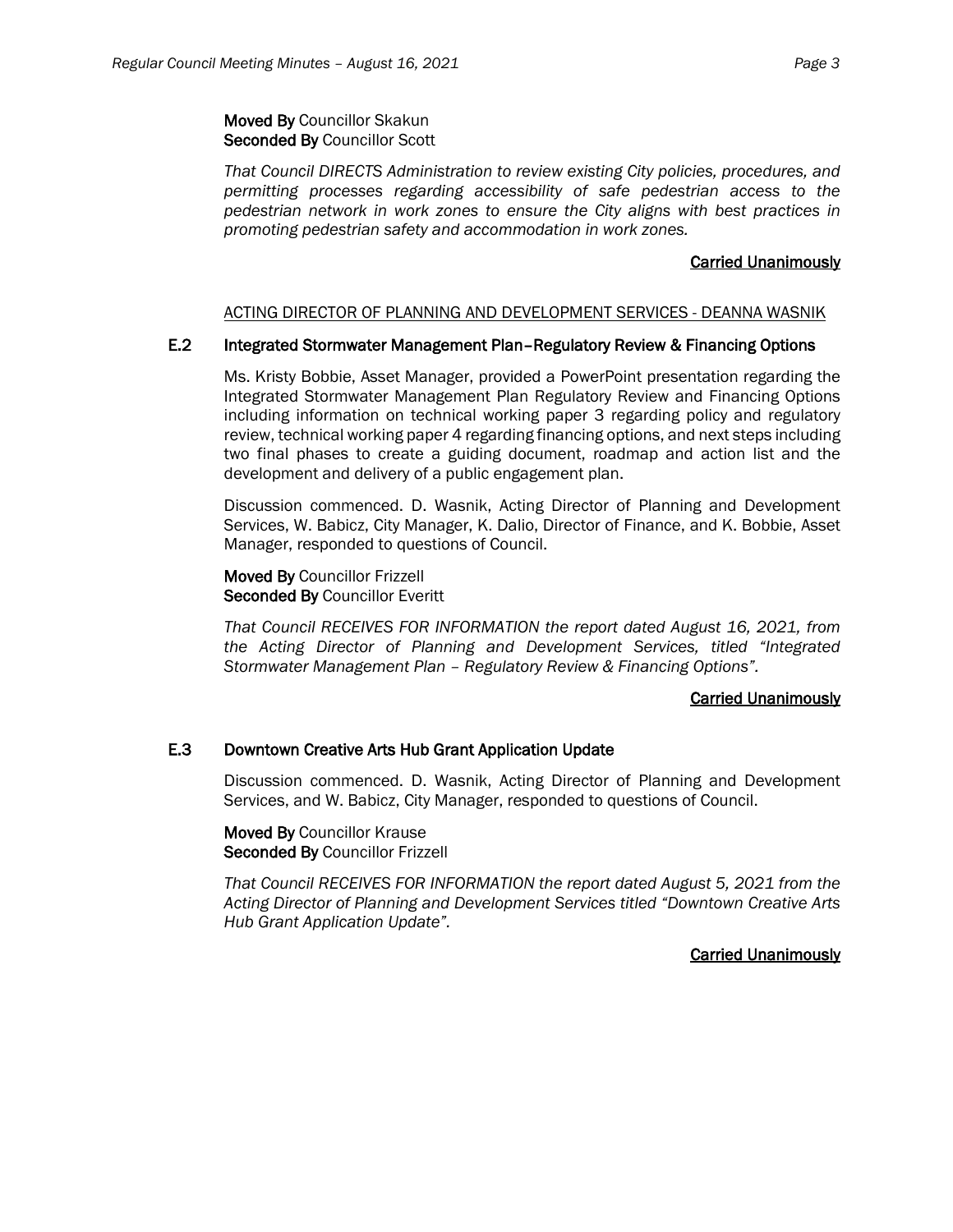**Moved By** Councillor Skakun
**Seconded By** Councillor Scott

*That Council DIRECTS Administration to review existing City policies, procedures, and permitting processes regarding accessibility of safe pedestrian access to the pedestrian network in work zones to ensure the City aligns with best practices in promoting pedestrian safety and accommodation in work zones.*

**Carried Unanimously**

ACTING DIRECTOR OF PLANNING AND DEVELOPMENT SERVICES - DEANNA WASNIK

### E.2 Integrated Stormwater Management Plan–Regulatory Review & Financing Options

Ms. Kristy Bobbie, Asset Manager, provided a PowerPoint presentation regarding the Integrated Stormwater Management Plan Regulatory Review and Financing Options including information on technical working paper 3 regarding policy and regulatory review, technical working paper 4 regarding financing options, and next steps including two final phases to create a guiding document, roadmap and action list and the development and delivery of a public engagement plan.

Discussion commenced. D. Wasnik, Acting Director of Planning and Development Services, W. Babicz, City Manager, K. Dalio, Director of Finance, and K. Bobbie, Asset Manager, responded to questions of Council.

**Moved By** Councillor Frizzell
**Seconded By** Councillor Everitt

*That Council RECEIVES FOR INFORMATION the report dated August 16, 2021, from the Acting Director of Planning and Development Services, titled "Integrated Stormwater Management Plan – Regulatory Review & Financing Options".*

**Carried Unanimously**

### E.3 Downtown Creative Arts Hub Grant Application Update

Discussion commenced. D. Wasnik, Acting Director of Planning and Development Services, and W. Babicz, City Manager, responded to questions of Council.

**Moved By** Councillor Krause
**Seconded By** Councillor Frizzell

*That Council RECEIVES FOR INFORMATION the report dated August 5, 2021 from the Acting Director of Planning and Development Services titled "Downtown Creative Arts Hub Grant Application Update".*

**Carried Unanimously**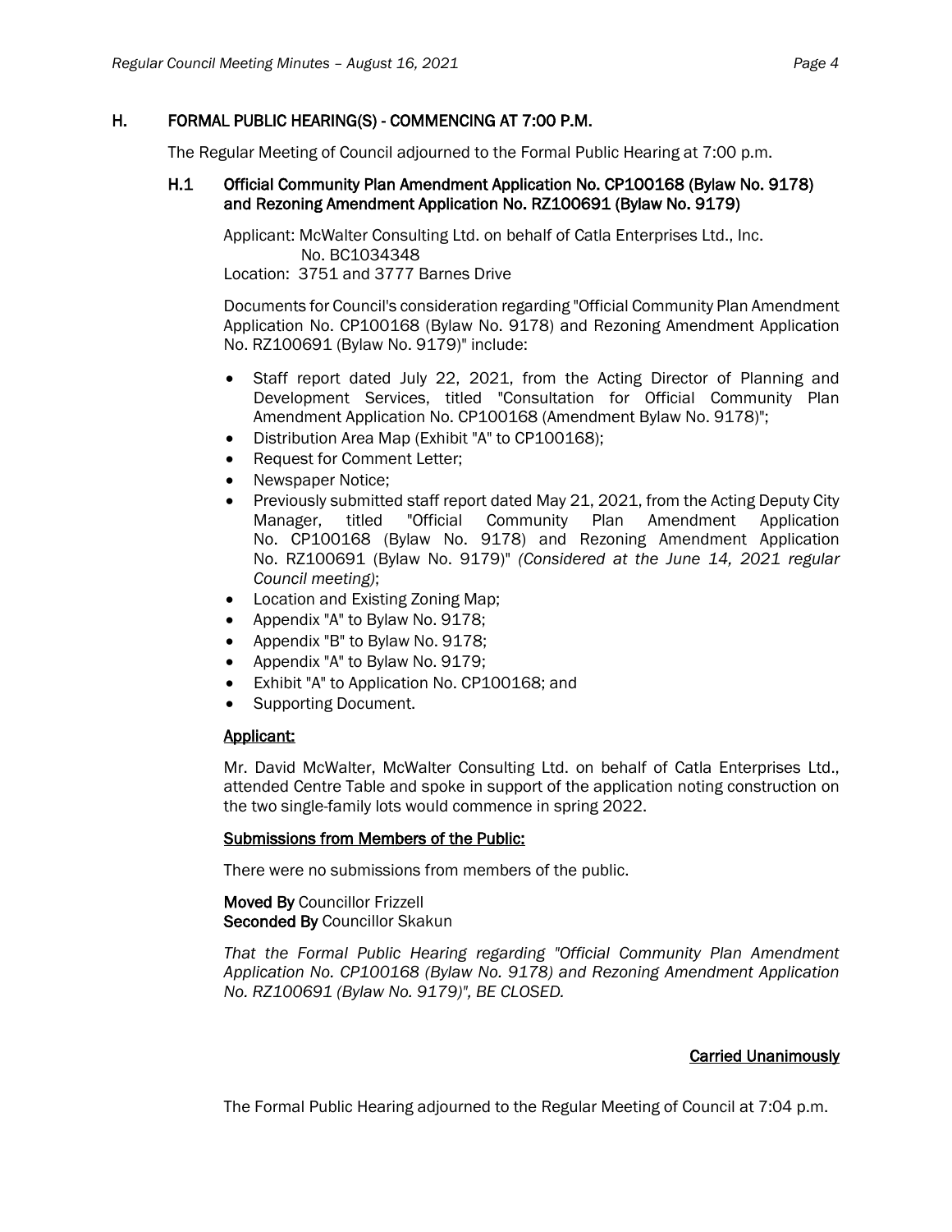## H. FORMAL PUBLIC HEARING(S) - COMMENCING AT 7:00 P.M.

The Regular Meeting of Council adjourned to the Formal Public Hearing at 7:00 p.m.

### H.1 Official Community Plan Amendment Application No. CP100168 (Bylaw No. 9178) and Rezoning Amendment Application No. RZ100691 (Bylaw No. 9179)

Applicant: McWalter Consulting Ltd. on behalf of Catla Enterprises Ltd., Inc. No. BC1034348
Location: 3751 and 3777 Barnes Drive

Documents for Council's consideration regarding "Official Community Plan Amendment Application No. CP100168 (Bylaw No. 9178) and Rezoning Amendment Application No. RZ100691 (Bylaw No. 9179)" include:

- Staff report dated July 22, 2021, from the Acting Director of Planning and Development Services, titled "Consultation for Official Community Plan Amendment Application No. CP100168 (Amendment Bylaw No. 9178)";
- Distribution Area Map (Exhibit "A" to CP100168);
- Request for Comment Letter;
- Newspaper Notice;
- Previously submitted staff report dated May 21, 2021, from the Acting Deputy City Manager, titled "Official Community Plan Amendment Application No. CP100168 (Bylaw No. 9178) and Rezoning Amendment Application No. RZ100691 (Bylaw No. 9179)" *(Considered at the June 14, 2021 regular Council meeting)*;
- Location and Existing Zoning Map;
- Appendix "A" to Bylaw No. 9178;
- Appendix "B" to Bylaw No. 9178;
- Appendix "A" to Bylaw No. 9179;
- Exhibit "A" to Application No. CP100168; and
- Supporting Document.

**Applicant:**

Mr. David McWalter, McWalter Consulting Ltd. on behalf of Catla Enterprises Ltd., attended Centre Table and spoke in support of the application noting construction on the two single-family lots would commence in spring 2022.

**Submissions from Members of the Public:**

There were no submissions from members of the public.

**Moved By** Councillor Frizzell
**Seconded By** Councillor Skakun

*That the Formal Public Hearing regarding "Official Community Plan Amendment Application No. CP100168 (Bylaw No. 9178) and Rezoning Amendment Application No. RZ100691 (Bylaw No. 9179)", BE CLOSED.*

**Carried Unanimously**

The Formal Public Hearing adjourned to the Regular Meeting of Council at 7:04 p.m.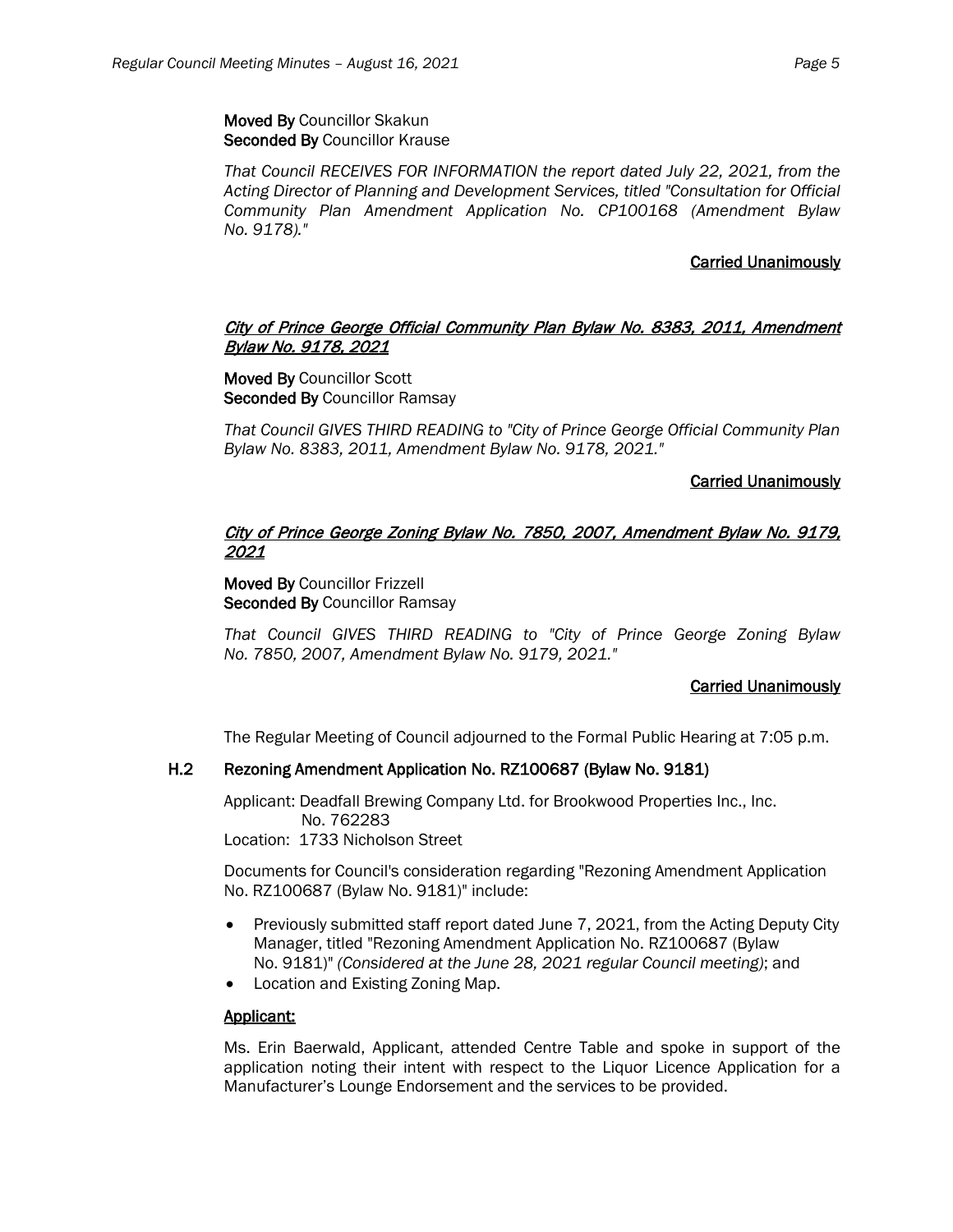**Moved By** Councillor Skakun
**Seconded By** Councillor Krause

*That Council RECEIVES FOR INFORMATION the report dated July 22, 2021, from the Acting Director of Planning and Development Services, titled "Consultation for Official Community Plan Amendment Application No. CP100168 (Amendment Bylaw No. 9178)."*

**Carried Unanimously**

*City of Prince George Official Community Plan Bylaw No. 8383, 2011, Amendment Bylaw No. 9178, 2021*

**Moved By** Councillor Scott
**Seconded By** Councillor Ramsay

*That Council GIVES THIRD READING to "City of Prince George Official Community Plan Bylaw No. 8383, 2011, Amendment Bylaw No. 9178, 2021."*

**Carried Unanimously**

*City of Prince George Zoning Bylaw No. 7850, 2007, Amendment Bylaw No. 9179, 2021*

**Moved By** Councillor Frizzell
**Seconded By** Councillor Ramsay

*That Council GIVES THIRD READING to "City of Prince George Zoning Bylaw No. 7850, 2007, Amendment Bylaw No. 9179, 2021."*

**Carried Unanimously**

The Regular Meeting of Council adjourned to the Formal Public Hearing at 7:05 p.m.

### H.2 Rezoning Amendment Application No. RZ100687 (Bylaw No. 9181)

Applicant: Deadfall Brewing Company Ltd. for Brookwood Properties Inc., Inc. No. 762283
Location: 1733 Nicholson Street

Documents for Council's consideration regarding "Rezoning Amendment Application No. RZ100687 (Bylaw No. 9181)" include:

- Previously submitted staff report dated June 7, 2021, from the Acting Deputy City Manager, titled "Rezoning Amendment Application No. RZ100687 (Bylaw No. 9181)" *(Considered at the June 28, 2021 regular Council meeting)*; and
- Location and Existing Zoning Map.

**Applicant:**

Ms. Erin Baerwald, Applicant, attended Centre Table and spoke in support of the application noting their intent with respect to the Liquor Licence Application for a Manufacturer's Lounge Endorsement and the services to be provided.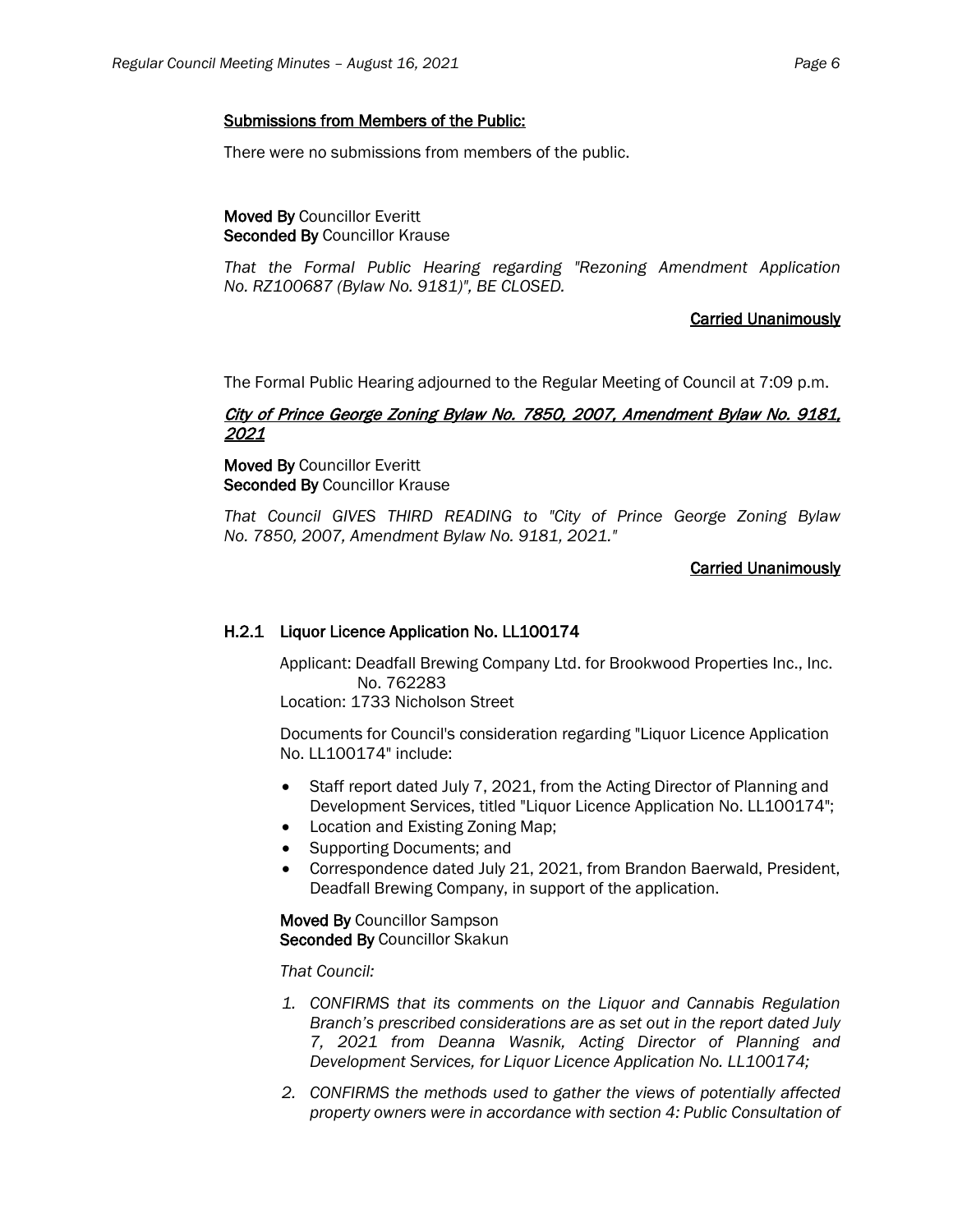**Submissions from Members of the Public:**

There were no submissions from members of the public.

**Moved By** Councillor Everitt
**Seconded By** Councillor Krause

*That the Formal Public Hearing regarding "Rezoning Amendment Application No. RZ100687 (Bylaw No. 9181)", BE CLOSED.*

**Carried Unanimously**

The Formal Public Hearing adjourned to the Regular Meeting of Council at 7:09 p.m.

***City of Prince George Zoning Bylaw No. 7850, 2007, Amendment Bylaw No. 9181, 2021***

**Moved By** Councillor Everitt
**Seconded By** Councillor Krause

*That Council GIVES THIRD READING to "City of Prince George Zoning Bylaw No. 7850, 2007, Amendment Bylaw No. 9181, 2021."*

**Carried Unanimously**

### H.2.1 Liquor Licence Application No. LL100174

Applicant: Deadfall Brewing Company Ltd. for Brookwood Properties Inc., Inc. No. 762283
Location: 1733 Nicholson Street

Documents for Council's consideration regarding "Liquor Licence Application No. LL100174" include:

- Staff report dated July 7, 2021, from the Acting Director of Planning and Development Services, titled "Liquor Licence Application No. LL100174";
- Location and Existing Zoning Map;
- Supporting Documents; and
- Correspondence dated July 21, 2021, from Brandon Baerwald, President, Deadfall Brewing Company, in support of the application.

**Moved By** Councillor Sampson
**Seconded By** Councillor Skakun

*That Council:*

1. *CONFIRMS that its comments on the Liquor and Cannabis Regulation Branch's prescribed considerations are as set out in the report dated July 7, 2021 from Deanna Wasnik, Acting Director of Planning and Development Services, for Liquor Licence Application No. LL100174;*
2. *CONFIRMS the methods used to gather the views of potentially affected property owners were in accordance with section 4: Public Consultation of*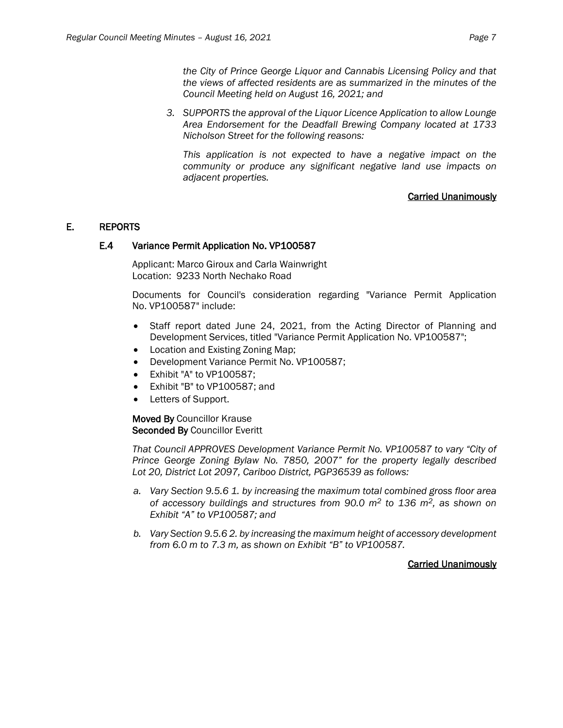*the City of Prince George Liquor and Cannabis Licensing Policy and that the views of affected residents are as summarized in the minutes of the Council Meeting held on August 16, 2021; and*

*3. SUPPORTS the approval of the Liquor Licence Application to allow Lounge Area Endorsement for the Deadfall Brewing Company located at 1733 Nicholson Street for the following reasons:*

*This application is not expected to have a negative impact on the community or produce any significant negative land use impacts on adjacent properties.*

<u>**Carried Unanimously**</u>

## E. REPORTS

### E.4 Variance Permit Application No. VP100587

Applicant: Marco Giroux and Carla Wainwright
Location: 9233 North Nechako Road

Documents for Council's consideration regarding "Variance Permit Application No. VP100587" include:

- Staff report dated June 24, 2021, from the Acting Director of Planning and Development Services, titled "Variance Permit Application No. VP100587";
- Location and Existing Zoning Map;
- Development Variance Permit No. VP100587;
- Exhibit "A" to VP100587;
- Exhibit "B" to VP100587; and
- Letters of Support.

**Moved By** Councillor Krause
**Seconded By** Councillor Everitt

*That Council APPROVES Development Variance Permit No. VP100587 to vary "City of Prince George Zoning Bylaw No. 7850, 2007" for the property legally described Lot 20, District Lot 2097, Cariboo District, PGP36539 as follows:*

*a. Vary Section 9.5.6 1. by increasing the maximum total combined gross floor area of accessory buildings and structures from 90.0 $m^2$ to 136 $m^2$, as shown on Exhibit "A" to VP100587; and*

*b. Vary Section 9.5.6 2. by increasing the maximum height of accessory development from 6.0 m to 7.3 m, as shown on Exhibit "B" to VP100587.*

<u>**Carried Unanimously**</u>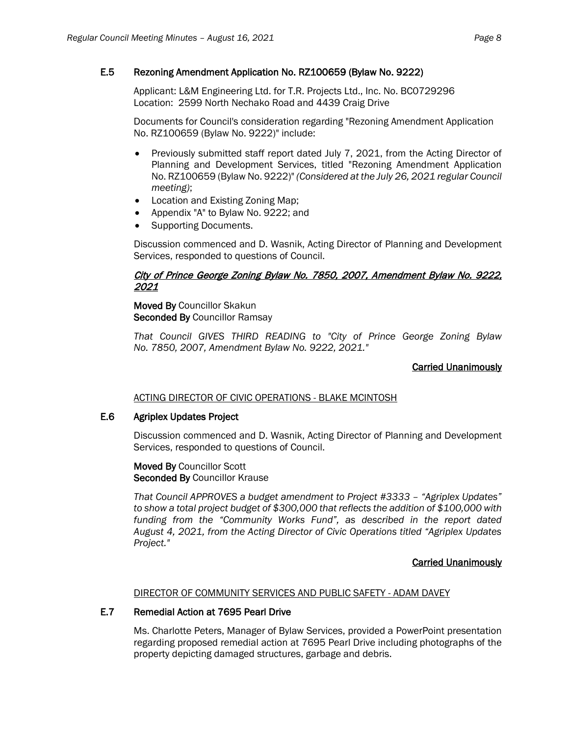## E.5 Rezoning Amendment Application No. RZ100659 (Bylaw No. 9222)

Applicant: L&M Engineering Ltd. for T.R. Projects Ltd., Inc. No. BC0729296
Location: 2599 North Nechako Road and 4439 Craig Drive

Documents for Council's consideration regarding "Rezoning Amendment Application No. RZ100659 (Bylaw No. 9222)" include:

- Previously submitted staff report dated July 7, 2021, from the Acting Director of Planning and Development Services, titled "Rezoning Amendment Application No. RZ100659 (Bylaw No. 9222)" *(Considered at the July 26, 2021 regular Council meeting)*;
- Location and Existing Zoning Map;
- Appendix "A" to Bylaw No. 9222; and
- Supporting Documents.

Discussion commenced and D. Wasnik, Acting Director of Planning and Development Services, responded to questions of Council.

***City of Prince George Zoning Bylaw No. 7850, 2007, Amendment Bylaw No. 9222, 2021***

**Moved By** Councillor Skakun
**Seconded By** Councillor Ramsay

*That Council GIVES THIRD READING to "City of Prince George Zoning Bylaw No. 7850, 2007, Amendment Bylaw No. 9222, 2021."*

**Carried Unanimously**

ACTING DIRECTOR OF CIVIC OPERATIONS - BLAKE MCINTOSH

## E.6 Agriplex Updates Project

Discussion commenced and D. Wasnik, Acting Director of Planning and Development Services, responded to questions of Council.

**Moved By** Councillor Scott
**Seconded By** Councillor Krause

*That Council APPROVES a budget amendment to Project #3333 – "Agriplex Updates" to show a total project budget of $300,000 that reflects the addition of $100,000 with funding from the "Community Works Fund", as described in the report dated August 4, 2021, from the Acting Director of Civic Operations titled "Agriplex Updates Project."*

**Carried Unanimously**

DIRECTOR OF COMMUNITY SERVICES AND PUBLIC SAFETY - ADAM DAVEY

## E.7 Remedial Action at 7695 Pearl Drive

Ms. Charlotte Peters, Manager of Bylaw Services, provided a PowerPoint presentation regarding proposed remedial action at 7695 Pearl Drive including photographs of the property depicting damaged structures, garbage and debris.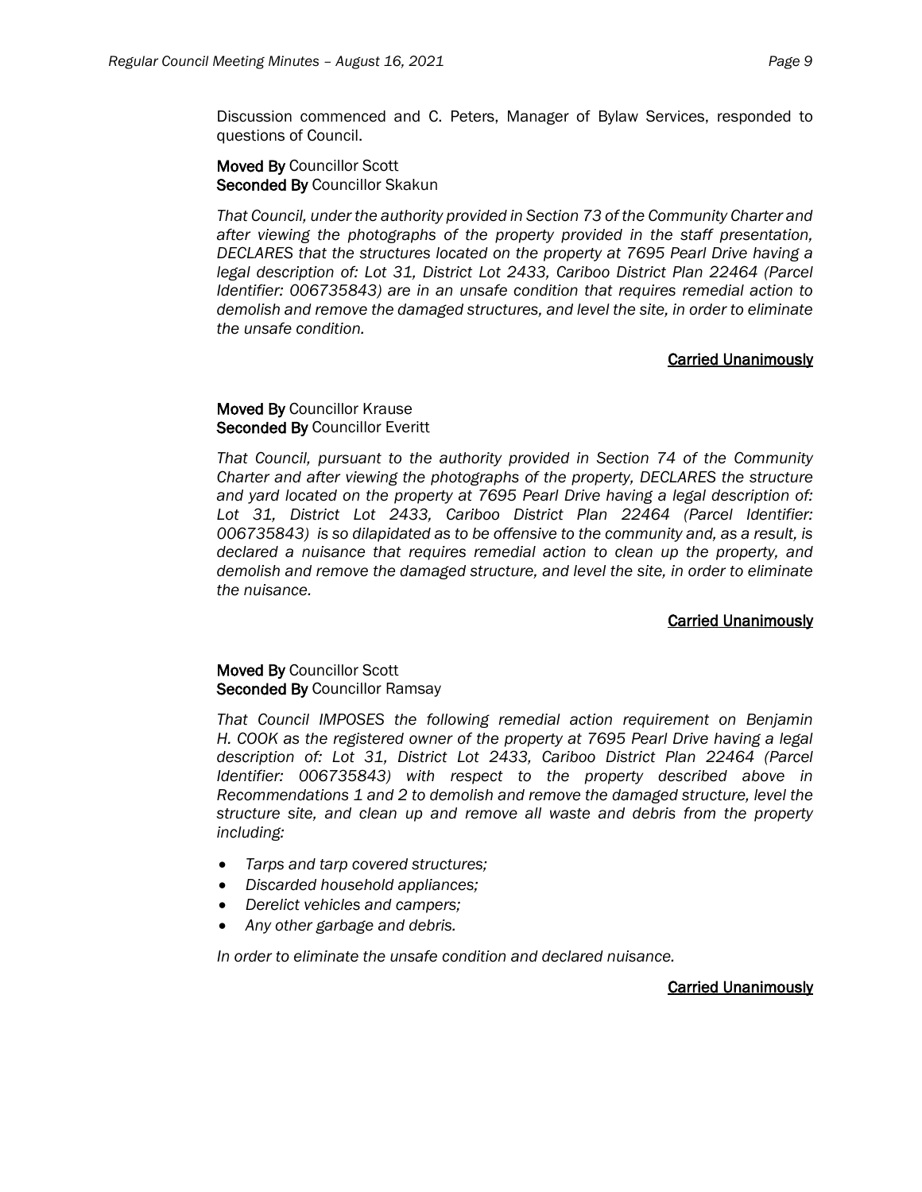Discussion commenced and C. Peters, Manager of Bylaw Services, responded to questions of Council.

**Moved By** Councillor Scott
**Seconded By** Councillor Skakun

*That Council, under the authority provided in Section 73 of the Community Charter and after viewing the photographs of the property provided in the staff presentation, DECLARES that the structures located on the property at 7695 Pearl Drive having a legal description of: Lot 31, District Lot 2433, Cariboo District Plan 22464 (Parcel Identifier: 006735843) are in an unsafe condition that requires remedial action to demolish and remove the damaged structures, and level the site, in order to eliminate the unsafe condition.*

**Carried Unanimously**

**Moved By** Councillor Krause
**Seconded By** Councillor Everitt

*That Council, pursuant to the authority provided in Section 74 of the Community Charter and after viewing the photographs of the property, DECLARES the structure and yard located on the property at 7695 Pearl Drive having a legal description of: Lot 31, District Lot 2433, Cariboo District Plan 22464 (Parcel Identifier: 006735843) is so dilapidated as to be offensive to the community and, as a result, is declared a nuisance that requires remedial action to clean up the property, and demolish and remove the damaged structure, and level the site, in order to eliminate the nuisance.*

**Carried Unanimously**

**Moved By** Councillor Scott
**Seconded By** Councillor Ramsay

*That Council IMPOSES the following remedial action requirement on Benjamin H. COOK as the registered owner of the property at 7695 Pearl Drive having a legal description of: Lot 31, District Lot 2433, Cariboo District Plan 22464 (Parcel Identifier: 006735843) with respect to the property described above in Recommendations 1 and 2 to demolish and remove the damaged structure, level the structure site, and clean up and remove all waste and debris from the property including:*

- *Tarps and tarp covered structures;*
- *Discarded household appliances;*
- *Derelict vehicles and campers;*
- *Any other garbage and debris.*

*In order to eliminate the unsafe condition and declared nuisance.*

**Carried Unanimously**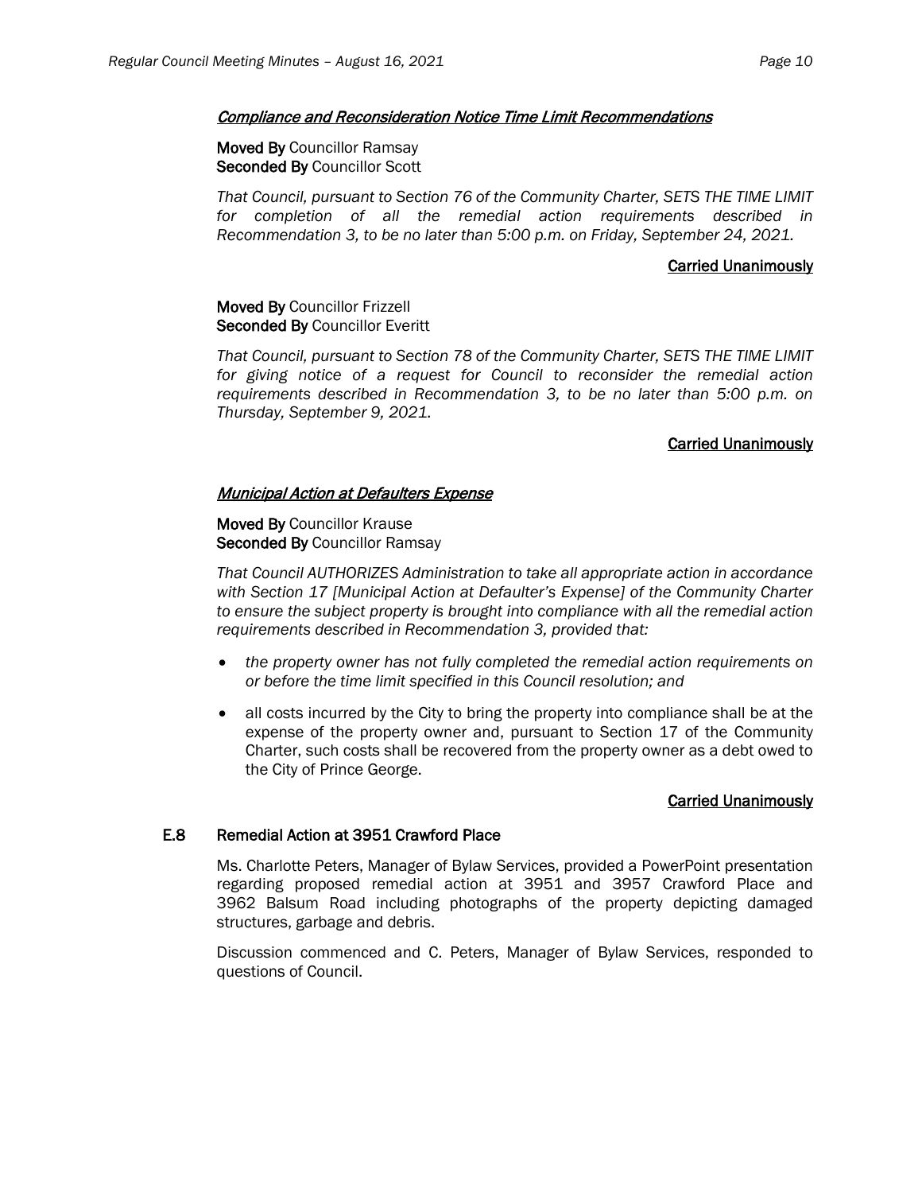#### *Compliance and Reconsideration Notice Time Limit Recommendations*

**Moved By** Councillor Ramsay
**Seconded By** Councillor Scott

*That Council, pursuant to Section 76 of the Community Charter, SETS THE TIME LIMIT for completion of all the remedial action requirements described in Recommendation 3, to be no later than 5:00 p.m. on Friday, September 24, 2021.*

**Carried Unanimously**

**Moved By** Councillor Frizzell
**Seconded By** Councillor Everitt

*That Council, pursuant to Section 78 of the Community Charter, SETS THE TIME LIMIT for giving notice of a request for Council to reconsider the remedial action requirements described in Recommendation 3, to be no later than 5:00 p.m. on Thursday, September 9, 2021.*

**Carried Unanimously**

#### *Municipal Action at Defaulters Expense*

**Moved By** Councillor Krause
**Seconded By** Councillor Ramsay

*That Council AUTHORIZES Administration to take all appropriate action in accordance with Section 17 [Municipal Action at Defaulter's Expense] of the Community Charter to ensure the subject property is brought into compliance with all the remedial action requirements described in Recommendation 3, provided that:*

- *the property owner has not fully completed the remedial action requirements on or before the time limit specified in this Council resolution; and*
- all costs incurred by the City to bring the property into compliance shall be at the expense of the property owner and, pursuant to Section 17 of the Community Charter, such costs shall be recovered from the property owner as a debt owed to the City of Prince George.

**Carried Unanimously**

### E.8 Remedial Action at 3951 Crawford Place

Ms. Charlotte Peters, Manager of Bylaw Services, provided a PowerPoint presentation regarding proposed remedial action at 3951 and 3957 Crawford Place and 3962 Balsum Road including photographs of the property depicting damaged structures, garbage and debris.

Discussion commenced and C. Peters, Manager of Bylaw Services, responded to questions of Council.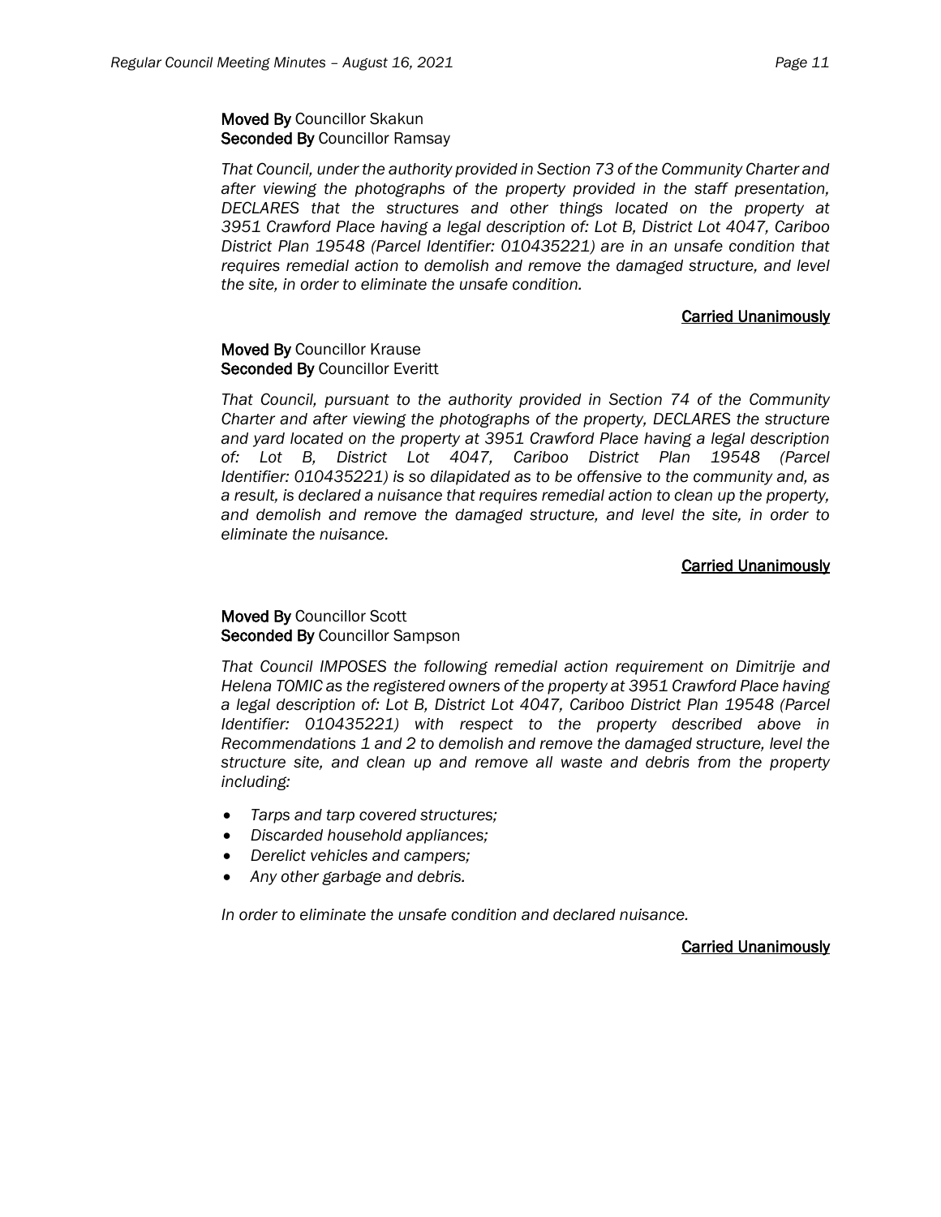**Moved By** Councillor Skakun
**Seconded By** Councillor Ramsay

*That Council, under the authority provided in Section 73 of the Community Charter and after viewing the photographs of the property provided in the staff presentation, DECLARES that the structures and other things located on the property at 3951 Crawford Place having a legal description of: Lot B, District Lot 4047, Cariboo District Plan 19548 (Parcel Identifier: 010435221) are in an unsafe condition that requires remedial action to demolish and remove the damaged structure, and level the site, in order to eliminate the unsafe condition.*

**Carried Unanimously**

**Moved By** Councillor Krause
**Seconded By** Councillor Everitt

*That Council, pursuant to the authority provided in Section 74 of the Community Charter and after viewing the photographs of the property, DECLARES the structure and yard located on the property at 3951 Crawford Place having a legal description of: Lot B, District Lot 4047, Cariboo District Plan 19548 (Parcel Identifier: 010435221) is so dilapidated as to be offensive to the community and, as a result, is declared a nuisance that requires remedial action to clean up the property, and demolish and remove the damaged structure, and level the site, in order to eliminate the nuisance.*

**Carried Unanimously**

**Moved By** Councillor Scott
**Seconded By** Councillor Sampson

*That Council IMPOSES the following remedial action requirement on Dimitrije and Helena TOMIC as the registered owners of the property at 3951 Crawford Place having a legal description of: Lot B, District Lot 4047, Cariboo District Plan 19548 (Parcel Identifier: 010435221) with respect to the property described above in Recommendations 1 and 2 to demolish and remove the damaged structure, level the structure site, and clean up and remove all waste and debris from the property including:*

- *Tarps and tarp covered structures;*
- *Discarded household appliances;*
- *Derelict vehicles and campers;*
- *Any other garbage and debris.*

*In order to eliminate the unsafe condition and declared nuisance.*

**Carried Unanimously**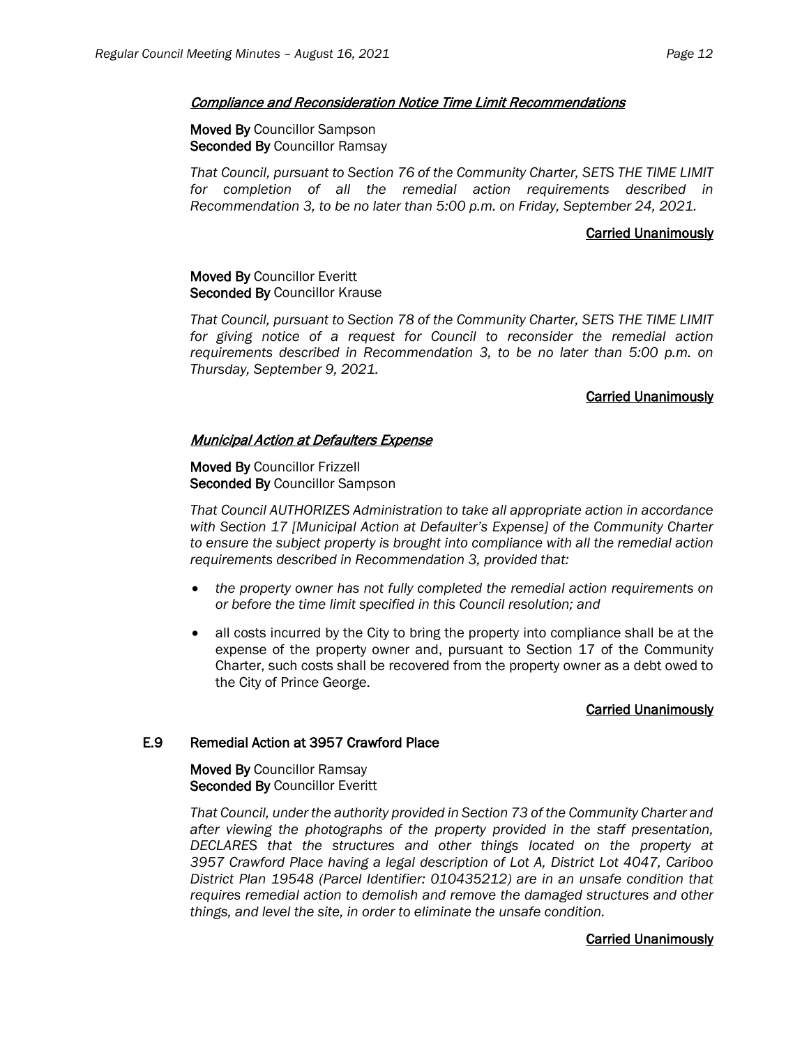***Compliance and Reconsideration Notice Time Limit Recommendations***

**Moved By** Councillor Sampson
**Seconded By** Councillor Ramsay

*That Council, pursuant to Section 76 of the Community Charter, SETS THE TIME LIMIT for completion of all the remedial action requirements described in Recommendation 3, to be no later than 5:00 p.m. on Friday, September 24, 2021.*

**Carried Unanimously**

**Moved By** Councillor Everitt
**Seconded By** Councillor Krause

*That Council, pursuant to Section 78 of the Community Charter, SETS THE TIME LIMIT for giving notice of a request for Council to reconsider the remedial action requirements described in Recommendation 3, to be no later than 5:00 p.m. on Thursday, September 9, 2021.*

**Carried Unanimously**

***Municipal Action at Defaulters Expense***

**Moved By** Councillor Frizzell
**Seconded By** Councillor Sampson

*That Council AUTHORIZES Administration to take all appropriate action in accordance with Section 17 [Municipal Action at Defaulter's Expense] of the Community Charter to ensure the subject property is brought into compliance with all the remedial action requirements described in Recommendation 3, provided that:*

- *the property owner has not fully completed the remedial action requirements on or before the time limit specified in this Council resolution; and*
- all costs incurred by the City to bring the property into compliance shall be at the expense of the property owner and, pursuant to Section 17 of the Community Charter, such costs shall be recovered from the property owner as a debt owed to the City of Prince George.

**Carried Unanimously**

### E.9 Remedial Action at 3957 Crawford Place

**Moved By** Councillor Ramsay
**Seconded By** Councillor Everitt

*That Council, under the authority provided in Section 73 of the Community Charter and after viewing the photographs of the property provided in the staff presentation, DECLARES that the structures and other things located on the property at 3957 Crawford Place having a legal description of Lot A, District Lot 4047, Cariboo District Plan 19548 (Parcel Identifier: 010435212) are in an unsafe condition that requires remedial action to demolish and remove the damaged structures and other things, and level the site, in order to eliminate the unsafe condition.*

**Carried Unanimously**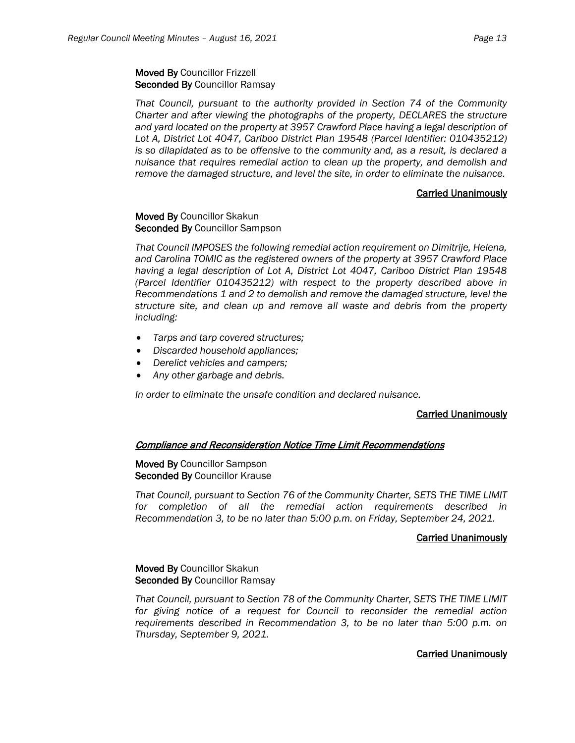**Moved By** Councillor Frizzell
**Seconded By** Councillor Ramsay

*That Council, pursuant to the authority provided in Section 74 of the Community Charter and after viewing the photographs of the property, DECLARES the structure and yard located on the property at 3957 Crawford Place having a legal description of Lot A, District Lot 4047, Cariboo District Plan 19548 (Parcel Identifier: 010435212) is so dilapidated as to be offensive to the community and, as a result, is declared a nuisance that requires remedial action to clean up the property, and demolish and remove the damaged structure, and level the site, in order to eliminate the nuisance.*

**Carried Unanimously**

**Moved By** Councillor Skakun
**Seconded By** Councillor Sampson

*That Council IMPOSES the following remedial action requirement on Dimitrije, Helena, and Carolina TOMIC as the registered owners of the property at 3957 Crawford Place having a legal description of Lot A, District Lot 4047, Cariboo District Plan 19548 (Parcel Identifier 010435212) with respect to the property described above in Recommendations 1 and 2 to demolish and remove the damaged structure, level the structure site, and clean up and remove all waste and debris from the property including:*

- *Tarps and tarp covered structures;*
- *Discarded household appliances;*
- *Derelict vehicles and campers;*
- *Any other garbage and debris.*

*In order to eliminate the unsafe condition and declared nuisance.*

**Carried Unanimously**

***Compliance and Reconsideration Notice Time Limit Recommendations***

**Moved By** Councillor Sampson
**Seconded By** Councillor Krause

*That Council, pursuant to Section 76 of the Community Charter, SETS THE TIME LIMIT for completion of all the remedial action requirements described in Recommendation 3, to be no later than 5:00 p.m. on Friday, September 24, 2021.*

**Carried Unanimously**

**Moved By** Councillor Skakun
**Seconded By** Councillor Ramsay

*That Council, pursuant to Section 78 of the Community Charter, SETS THE TIME LIMIT for giving notice of a request for Council to reconsider the remedial action requirements described in Recommendation 3, to be no later than 5:00 p.m. on Thursday, September 9, 2021.*

**Carried Unanimously**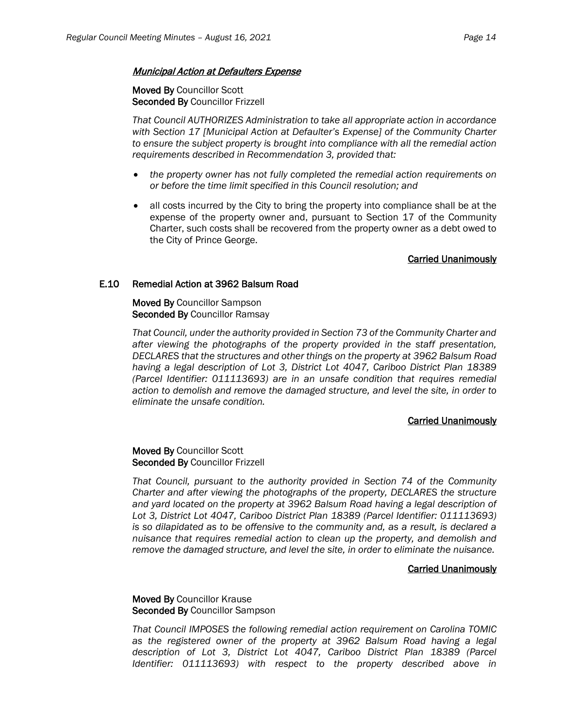*Municipal Action at Defaulters Expense*

**Moved By** Councillor Scott
**Seconded By** Councillor Frizzell

*That Council AUTHORIZES Administration to take all appropriate action in accordance with Section 17 [Municipal Action at Defaulter's Expense] of the Community Charter to ensure the subject property is brought into compliance with all the remedial action requirements described in Recommendation 3, provided that:*

- *the property owner has not fully completed the remedial action requirements on or before the time limit specified in this Council resolution; and*
- all costs incurred by the City to bring the property into compliance shall be at the expense of the property owner and, pursuant to Section 17 of the Community Charter, such costs shall be recovered from the property owner as a debt owed to the City of Prince George.

**Carried Unanimously**

### E.10 Remedial Action at 3962 Balsum Road

**Moved By** Councillor Sampson
**Seconded By** Councillor Ramsay

*That Council, under the authority provided in Section 73 of the Community Charter and after viewing the photographs of the property provided in the staff presentation, DECLARES that the structures and other things on the property at 3962 Balsum Road having a legal description of Lot 3, District Lot 4047, Cariboo District Plan 18389 (Parcel Identifier: 011113693) are in an unsafe condition that requires remedial action to demolish and remove the damaged structure, and level the site, in order to eliminate the unsafe condition.*

**Carried Unanimously**

**Moved By** Councillor Scott
**Seconded By** Councillor Frizzell

*That Council, pursuant to the authority provided in Section 74 of the Community Charter and after viewing the photographs of the property, DECLARES the structure and yard located on the property at 3962 Balsum Road having a legal description of Lot 3, District Lot 4047, Cariboo District Plan 18389 (Parcel Identifier: 011113693) is so dilapidated as to be offensive to the community and, as a result, is declared a nuisance that requires remedial action to clean up the property, and demolish and remove the damaged structure, and level the site, in order to eliminate the nuisance.*

**Carried Unanimously**

**Moved By** Councillor Krause
**Seconded By** Councillor Sampson

*That Council IMPOSES the following remedial action requirement on Carolina TOMIC as the registered owner of the property at 3962 Balsum Road having a legal description of Lot 3, District Lot 4047, Cariboo District Plan 18389 (Parcel Identifier: 011113693) with respect to the property described above in*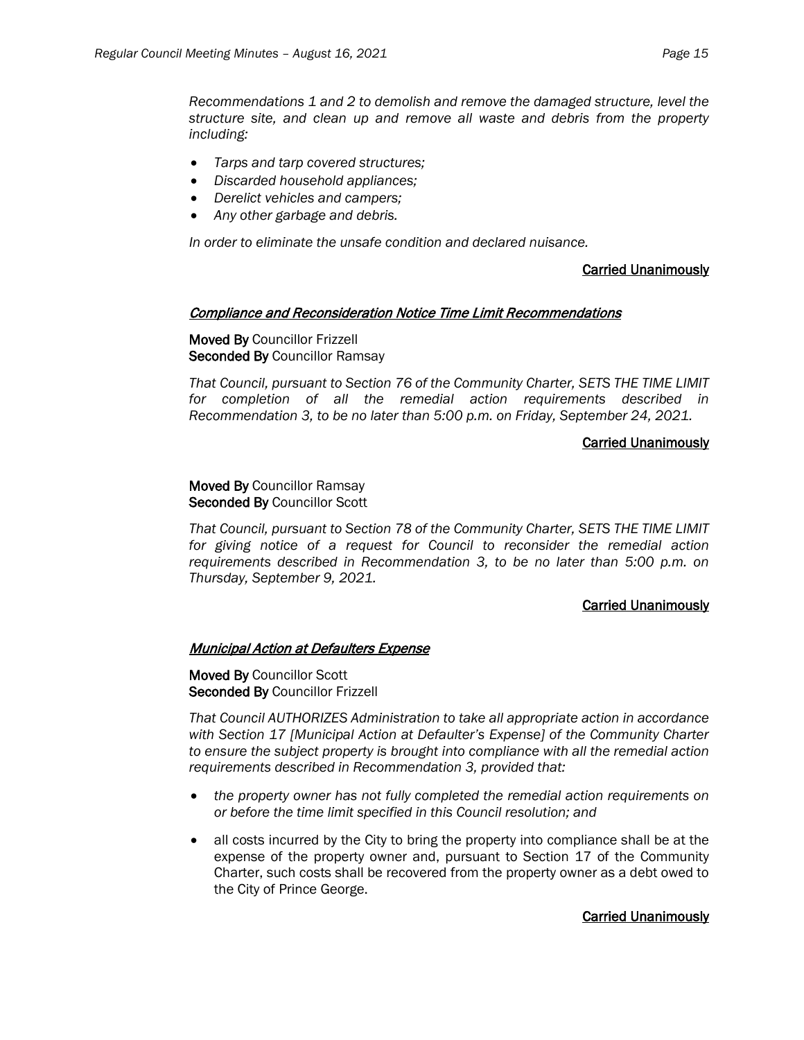*Recommendations 1 and 2 to demolish and remove the damaged structure, level the structure site, and clean up and remove all waste and debris from the property including:*

- *Tarps and tarp covered structures;*
- *Discarded household appliances;*
- *Derelict vehicles and campers;*
- *Any other garbage and debris.*

*In order to eliminate the unsafe condition and declared nuisance.*

**Carried Unanimously**

***Compliance and Reconsideration Notice Time Limit Recommendations***

**Moved By** Councillor Frizzell
**Seconded By** Councillor Ramsay

*That Council, pursuant to Section 76 of the Community Charter, SETS THE TIME LIMIT for completion of all the remedial action requirements described in Recommendation 3, to be no later than 5:00 p.m. on Friday, September 24, 2021.*

**Carried Unanimously**

**Moved By** Councillor Ramsay
**Seconded By** Councillor Scott

*That Council, pursuant to Section 78 of the Community Charter, SETS THE TIME LIMIT for giving notice of a request for Council to reconsider the remedial action requirements described in Recommendation 3, to be no later than 5:00 p.m. on Thursday, September 9, 2021.*

**Carried Unanimously**

***Municipal Action at Defaulters Expense***

**Moved By** Councillor Scott
**Seconded By** Councillor Frizzell

*That Council AUTHORIZES Administration to take all appropriate action in accordance with Section 17 [Municipal Action at Defaulter's Expense] of the Community Charter to ensure the subject property is brought into compliance with all the remedial action requirements described in Recommendation 3, provided that:*

- *the property owner has not fully completed the remedial action requirements on or before the time limit specified in this Council resolution; and*
- all costs incurred by the City to bring the property into compliance shall be at the expense of the property owner and, pursuant to Section 17 of the Community Charter, such costs shall be recovered from the property owner as a debt owed to the City of Prince George.

**Carried Unanimously**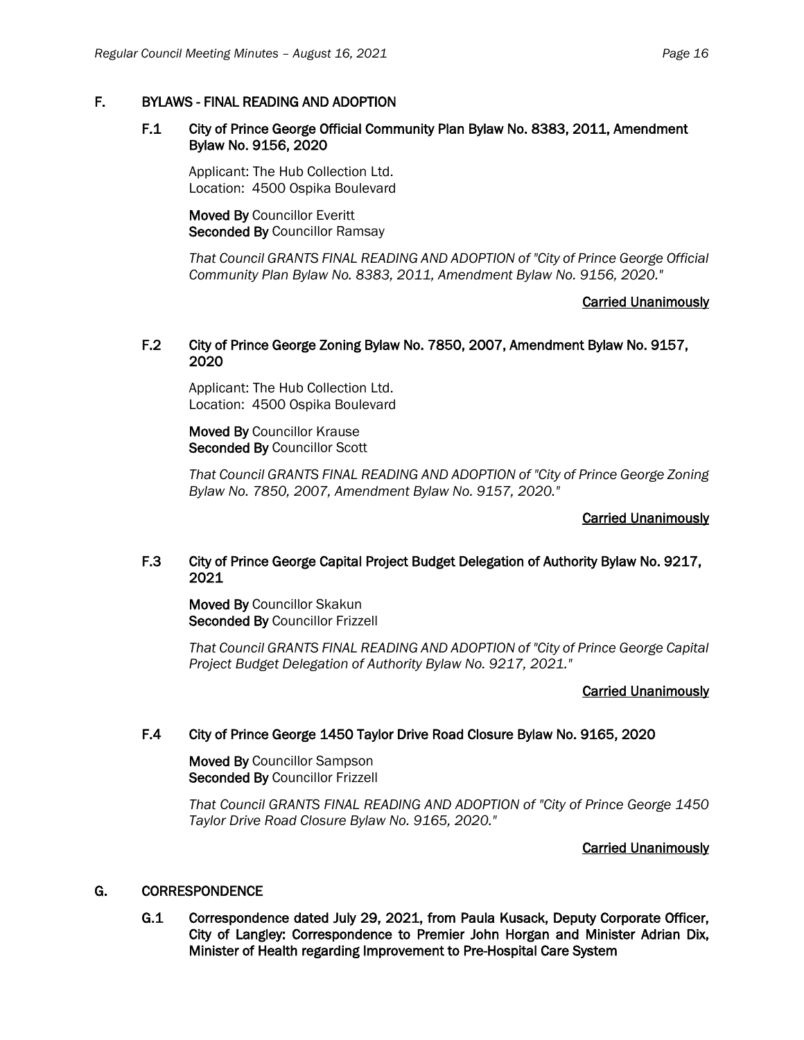## F. BYLAWS - FINAL READING AND ADOPTION

### F.1 City of Prince George Official Community Plan Bylaw No. 8383, 2011, Amendment Bylaw No. 9156, 2020

Applicant: The Hub Collection Ltd.
Location: 4500 Ospika Boulevard

**Moved By** Councillor Everitt
**Seconded By** Councillor Ramsay

*That Council GRANTS FINAL READING AND ADOPTION of "City of Prince George Official Community Plan Bylaw No. 8383, 2011, Amendment Bylaw No. 9156, 2020."*

**Carried Unanimously**

### F.2 City of Prince George Zoning Bylaw No. 7850, 2007, Amendment Bylaw No. 9157, 2020

Applicant: The Hub Collection Ltd.
Location: 4500 Ospika Boulevard

**Moved By** Councillor Krause
**Seconded By** Councillor Scott

*That Council GRANTS FINAL READING AND ADOPTION of "City of Prince George Zoning Bylaw No. 7850, 2007, Amendment Bylaw No. 9157, 2020."*

**Carried Unanimously**

### F.3 City of Prince George Capital Project Budget Delegation of Authority Bylaw No. 9217, 2021

**Moved By** Councillor Skakun
**Seconded By** Councillor Frizzell

*That Council GRANTS FINAL READING AND ADOPTION of "City of Prince George Capital Project Budget Delegation of Authority Bylaw No. 9217, 2021."*

**Carried Unanimously**

### F.4 City of Prince George 1450 Taylor Drive Road Closure Bylaw No. 9165, 2020

**Moved By** Councillor Sampson
**Seconded By** Councillor Frizzell

*That Council GRANTS FINAL READING AND ADOPTION of "City of Prince George 1450 Taylor Drive Road Closure Bylaw No. 9165, 2020."*

**Carried Unanimously**

## G. CORRESPONDENCE

### G.1 Correspondence dated July 29, 2021, from Paula Kusack, Deputy Corporate Officer, City of Langley: Correspondence to Premier John Horgan and Minister Adrian Dix, Minister of Health regarding Improvement to Pre-Hospital Care System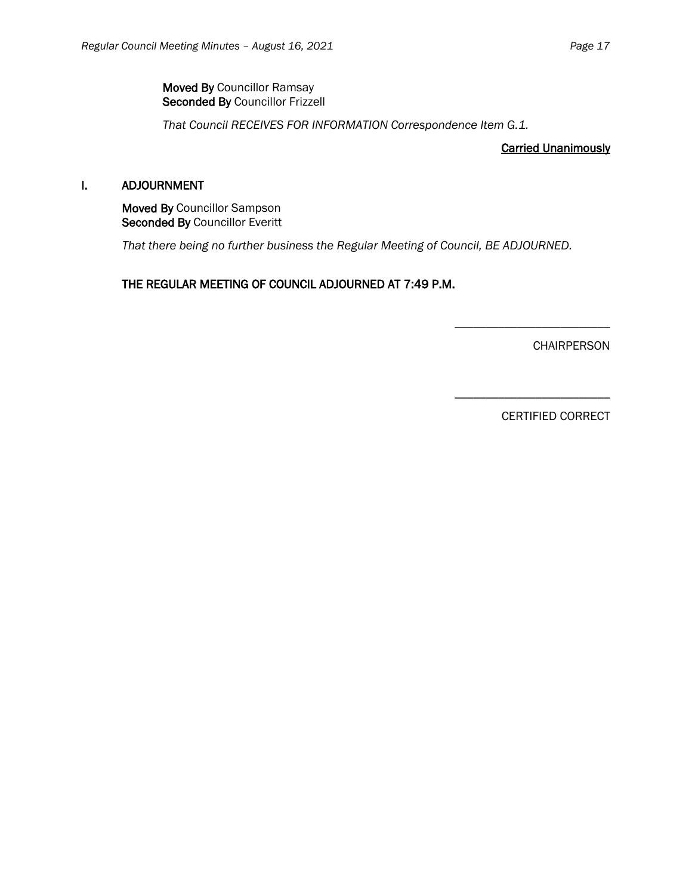**Moved By** Councillor Ramsay
**Seconded By** Councillor Frizzell

*That Council RECEIVES FOR INFORMATION Correspondence Item G.1.*

**Carried Unanimously**

## I. ADJOURNMENT

**Moved By** Councillor Sampson
**Seconded By** Councillor Everitt

*That there being no further business the Regular Meeting of Council, BE ADJOURNED.*

**THE REGULAR MEETING OF COUNCIL ADJOURNED AT 7:49 P.M.**

\_\_\_\_\_\_\_\_\_\_\_\_\_\_\_\_\_\_\_\_\_\_\_\_\_\_\_

CHAIRPERSON

\_\_\_\_\_\_\_\_\_\_\_\_\_\_\_\_\_\_\_\_\_\_\_\_\_\_\_

CERTIFIED CORRECT